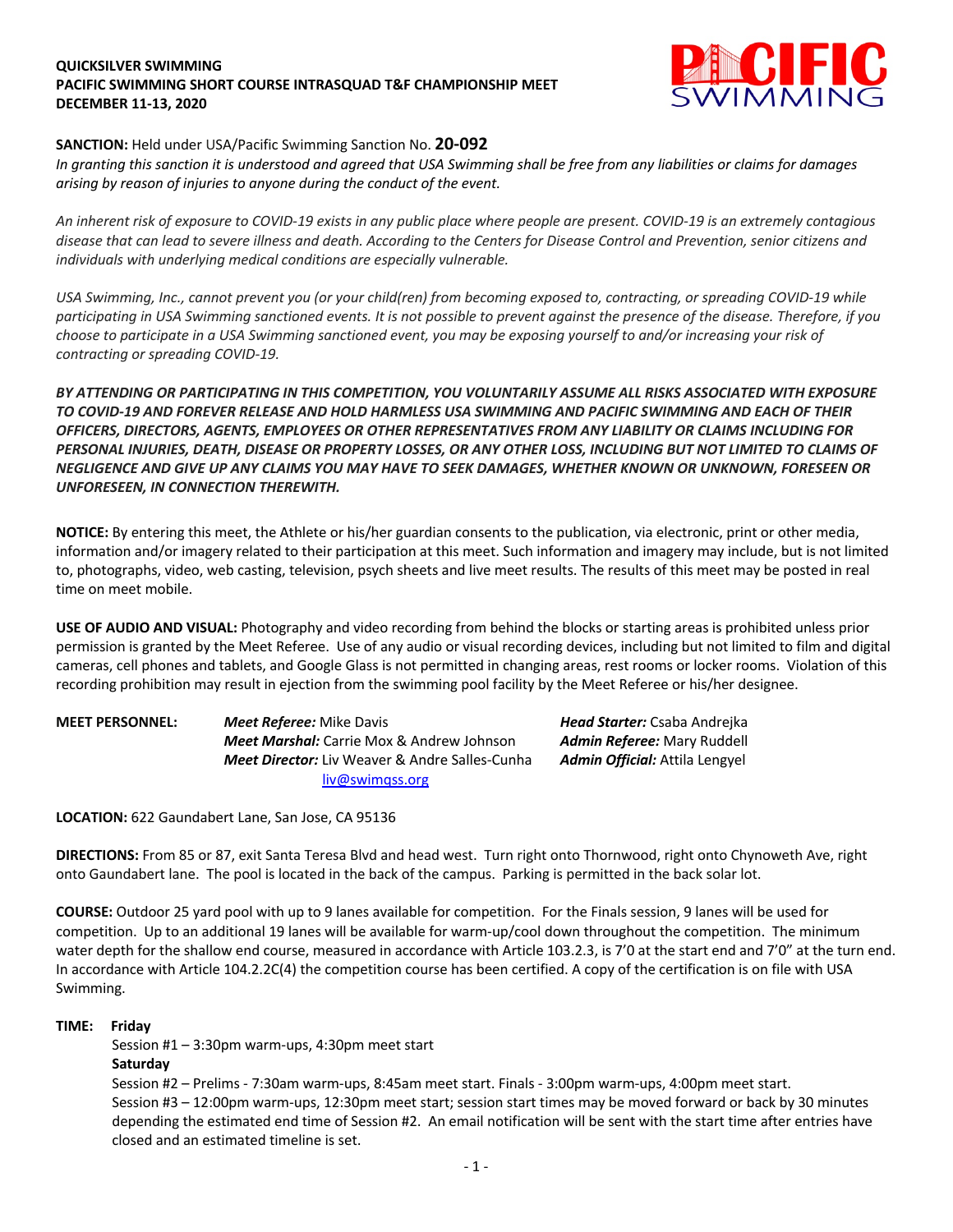**QUICKSILVER SWIMMING**
**PACIFIC SWIMMING SHORT COURSE INTRASQUAD T&F CHAMPIONSHIP MEET**
**DECEMBER 11-13, 2020**

**SANCTION:** Held under USA/Pacific Swimming Sanction No. **20-092**
*In granting this sanction it is understood and agreed that USA Swimming shall be free from any liabilities or claims for damages arising by reason of injuries to anyone during the conduct of the event.*

*An inherent risk of exposure to COVID-19 exists in any public place where people are present. COVID-19 is an extremely contagious disease that can lead to severe illness and death. According to the Centers for Disease Control and Prevention, senior citizens and individuals with underlying medical conditions are especially vulnerable.*

*USA Swimming, Inc., cannot prevent you (or your child(ren) from becoming exposed to, contracting, or spreading COVID-19 while participating in USA Swimming sanctioned events. It is not possible to prevent against the presence of the disease. Therefore, if you choose to participate in a USA Swimming sanctioned event, you may be exposing yourself to and/or increasing your risk of contracting or spreading COVID-19.*

***BY ATTENDING OR PARTICIPATING IN THIS COMPETITION, YOU VOLUNTARILY ASSUME ALL RISKS ASSOCIATED WITH EXPOSURE TO COVID-19 AND FOREVER RELEASE AND HOLD HARMLESS USA SWIMMING AND PACIFIC SWIMMING AND EACH OF THEIR OFFICERS, DIRECTORS, AGENTS, EMPLOYEES OR OTHER REPRESENTATIVES FROM ANY LIABILITY OR CLAIMS INCLUDING FOR PERSONAL INJURIES, DEATH, DISEASE OR PROPERTY LOSSES, OR ANY OTHER LOSS, INCLUDING BUT NOT LIMITED TO CLAIMS OF NEGLIGENCE AND GIVE UP ANY CLAIMS YOU MAY HAVE TO SEEK DAMAGES, WHETHER KNOWN OR UNKNOWN, FORESEEN OR UNFORESEEN, IN CONNECTION THEREWITH.***

**NOTICE:** By entering this meet, the Athlete or his/her guardian consents to the publication, via electronic, print or other media, information and/or imagery related to their participation at this meet. Such information and imagery may include, but is not limited to, photographs, video, web casting, television, psych sheets and live meet results. The results of this meet may be posted in real time on meet mobile.

**USE OF AUDIO AND VISUAL:** Photography and video recording from behind the blocks or starting areas is prohibited unless prior permission is granted by the Meet Referee. Use of any audio or visual recording devices, including but not limited to film and digital cameras, cell phones and tablets, and Google Glass is not permitted in changing areas, rest rooms or locker rooms. Violation of this recording prohibition may result in ejection from the swimming pool facility by the Meet Referee or his/her designee.

**MEET PERSONNEL:**
*Meet Referee:* Mike Davis
*Meet Marshal:* Carrie Mox & Andrew Johnson
*Meet Director:* Liv Weaver & Andre Salles-Cunha
liv@swimqss.org
*Head Starter:* Csaba Andrejka
*Admin Referee:* Mary Ruddell
*Admin Official:* Attila Lengyel

**LOCATION:** 622 Gaundabert Lane, San Jose, CA 95136

**DIRECTIONS:** From 85 or 87, exit Santa Teresa Blvd and head west. Turn right onto Thornwood, right onto Chynoweth Ave, right onto Gaundabert lane. The pool is located in the back of the campus. Parking is permitted in the back solar lot.

**COURSE:** Outdoor 25 yard pool with up to 9 lanes available for competition. For the Finals session, 9 lanes will be used for competition. Up to an additional 19 lanes will be available for warm-up/cool down throughout the competition. The minimum water depth for the shallow end course, measured in accordance with Article 103.2.3, is 7'0 at the start end and 7'0" at the turn end. In accordance with Article 104.2.2C(4) the competition course has been certified. A copy of the certification is on file with USA Swimming.

**TIME:** **Friday**
Session #1 – 3:30pm warm-ups, 4:30pm meet start
**Saturday**
Session #2 – Prelims - 7:30am warm-ups, 8:45am meet start. Finals - 3:00pm warm-ups, 4:00pm meet start.
Session #3 – 12:00pm warm-ups, 12:30pm meet start; session start times may be moved forward or back by 30 minutes depending the estimated end time of Session #2. An email notification will be sent with the start time after entries have closed and an estimated timeline is set.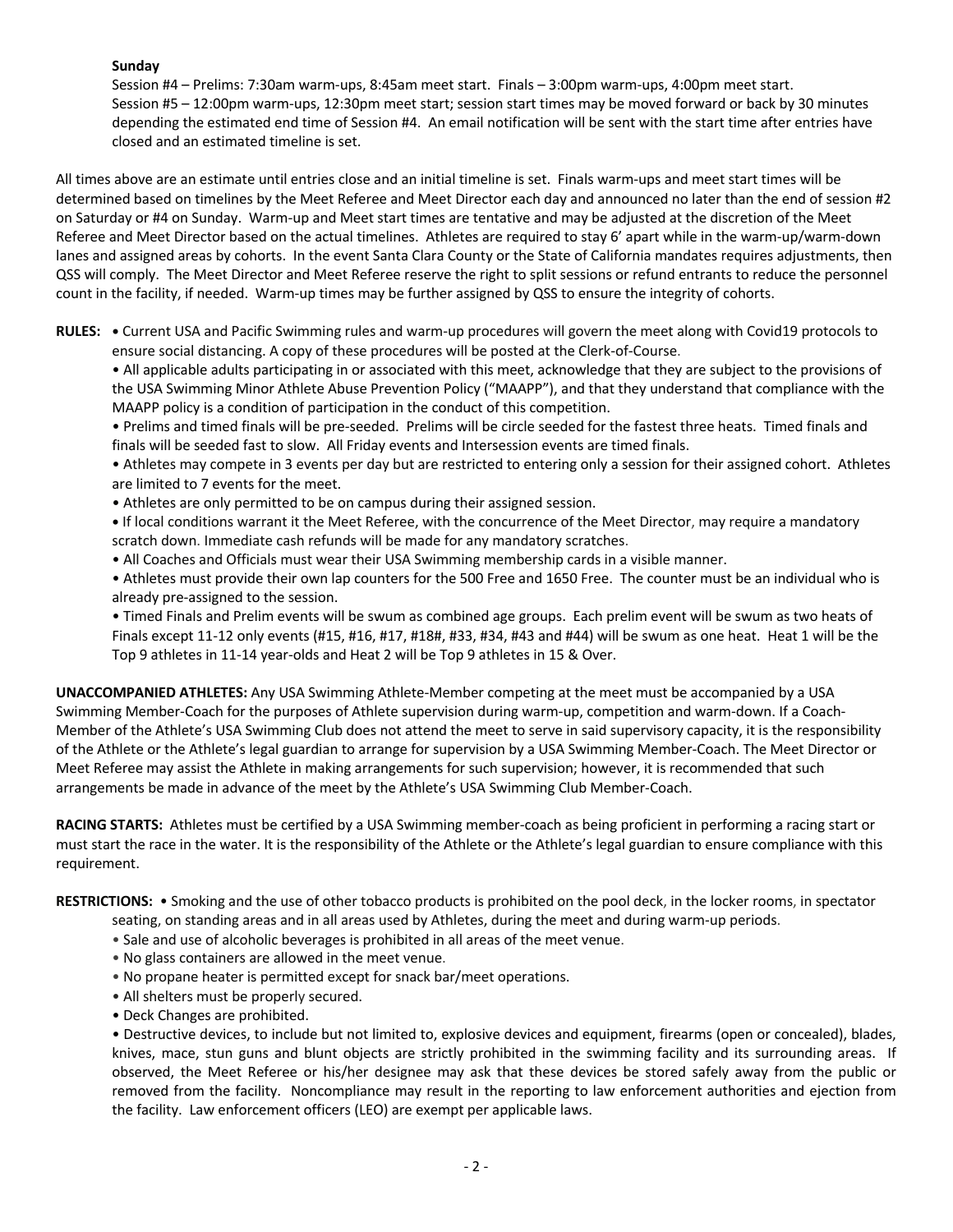**Sunday**

Session #4 – Prelims: 7:30am warm-ups, 8:45am meet start. Finals – 3:00pm warm-ups, 4:00pm meet start.
Session #5 – 12:00pm warm-ups, 12:30pm meet start; session start times may be moved forward or back by 30 minutes depending the estimated end time of Session #4. An email notification will be sent with the start time after entries have closed and an estimated timeline is set.

All times above are an estimate until entries close and an initial timeline is set. Finals warm-ups and meet start times will be determined based on timelines by the Meet Referee and Meet Director each day and announced no later than the end of session #2 on Saturday or #4 on Sunday. Warm-up and Meet start times are tentative and may be adjusted at the discretion of the Meet Referee and Meet Director based on the actual timelines. Athletes are required to stay 6' apart while in the warm-up/warm-down lanes and assigned areas by cohorts. In the event Santa Clara County or the State of California mandates requires adjustments, then QSS will comply. The Meet Director and Meet Referee reserve the right to split sessions or refund entrants to reduce the personnel count in the facility, if needed. Warm-up times may be further assigned by QSS to ensure the integrity of cohorts.

**RULES:** • Current USA and Pacific Swimming rules and warm-up procedures will govern the meet along with Covid19 protocols to ensure social distancing. A copy of these procedures will be posted at the Clerk-of-Course.

• All applicable adults participating in or associated with this meet, acknowledge that they are subject to the provisions of the USA Swimming Minor Athlete Abuse Prevention Policy ("MAAPP"), and that they understand that compliance with the MAAPP policy is a condition of participation in the conduct of this competition.

• Prelims and timed finals will be pre-seeded. Prelims will be circle seeded for the fastest three heats. Timed finals and finals will be seeded fast to slow. All Friday events and Intersession events are timed finals.

• Athletes may compete in 3 events per day but are restricted to entering only a session for their assigned cohort. Athletes are limited to 7 events for the meet.

• Athletes are only permitted to be on campus during their assigned session.

• If local conditions warrant it the Meet Referee, with the concurrence of the Meet Director, may require a mandatory scratch down. Immediate cash refunds will be made for any mandatory scratches.

• All Coaches and Officials must wear their USA Swimming membership cards in a visible manner.

• Athletes must provide their own lap counters for the 500 Free and 1650 Free. The counter must be an individual who is already pre-assigned to the session.

• Timed Finals and Prelim events will be swum as combined age groups. Each prelim event will be swum as two heats of Finals except 11-12 only events (#15, #16, #17, #18#, #33, #34, #43 and #44) will be swum as one heat. Heat 1 will be the Top 9 athletes in 11-14 year-olds and Heat 2 will be Top 9 athletes in 15 & Over.

**UNACCOMPANIED ATHLETES:** Any USA Swimming Athlete-Member competing at the meet must be accompanied by a USA Swimming Member-Coach for the purposes of Athlete supervision during warm-up, competition and warm-down. If a Coach-Member of the Athlete's USA Swimming Club does not attend the meet to serve in said supervisory capacity, it is the responsibility of the Athlete or the Athlete's legal guardian to arrange for supervision by a USA Swimming Member-Coach. The Meet Director or Meet Referee may assist the Athlete in making arrangements for such supervision; however, it is recommended that such arrangements be made in advance of the meet by the Athlete's USA Swimming Club Member-Coach.

**RACING STARTS:** Athletes must be certified by a USA Swimming member-coach as being proficient in performing a racing start or must start the race in the water. It is the responsibility of the Athlete or the Athlete's legal guardian to ensure compliance with this requirement.

**RESTRICTIONS:** • Smoking and the use of other tobacco products is prohibited on the pool deck, in the locker rooms, in spectator seating, on standing areas and in all areas used by Athletes, during the meet and during warm-up periods.

• Sale and use of alcoholic beverages is prohibited in all areas of the meet venue.

• No glass containers are allowed in the meet venue.

• No propane heater is permitted except for snack bar/meet operations.

• All shelters must be properly secured.

• Deck Changes are prohibited.

• Destructive devices, to include but not limited to, explosive devices and equipment, firearms (open or concealed), blades, knives, mace, stun guns and blunt objects are strictly prohibited in the swimming facility and its surrounding areas. If observed, the Meet Referee or his/her designee may ask that these devices be stored safely away from the public or removed from the facility. Noncompliance may result in the reporting to law enforcement authorities and ejection from the facility. Law enforcement officers (LEO) are exempt per applicable laws.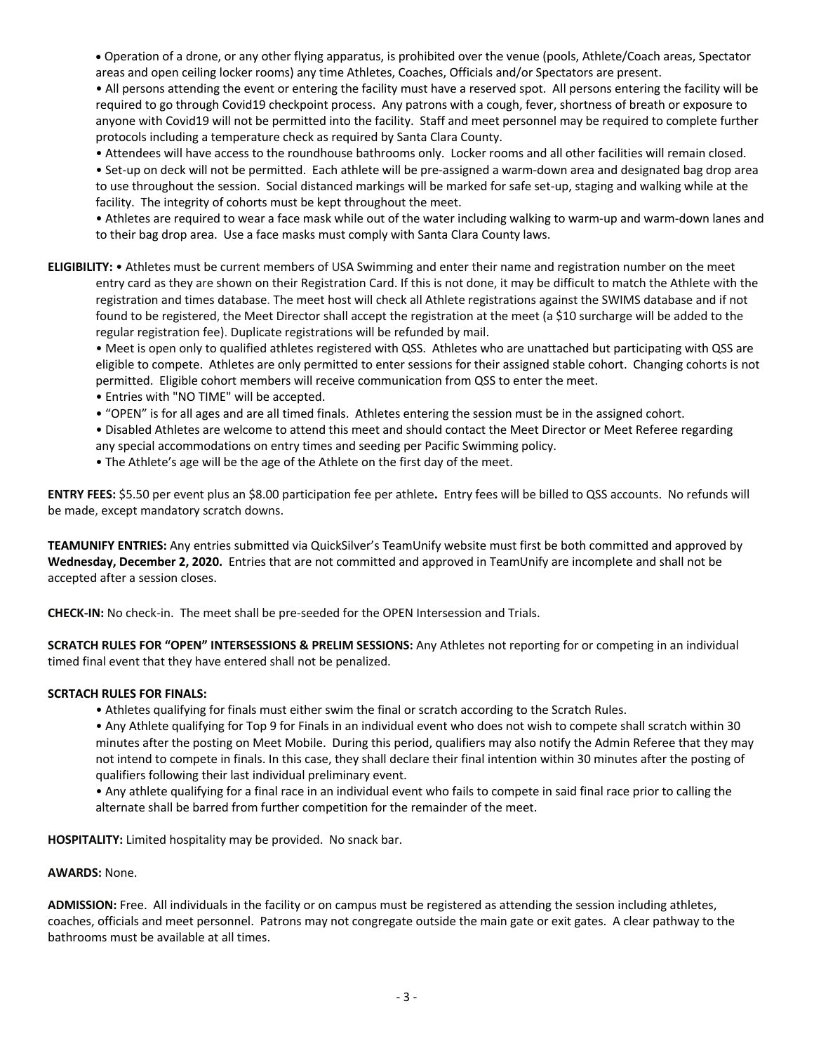- Operation of a drone, or any other flying apparatus, is prohibited over the venue (pools, Athlete/Coach areas, Spectator areas and open ceiling locker rooms) any time Athletes, Coaches, Officials and/or Spectators are present.
- All persons attending the event or entering the facility must have a reserved spot. All persons entering the facility will be required to go through Covid19 checkpoint process. Any patrons with a cough, fever, shortness of breath or exposure to anyone with Covid19 will not be permitted into the facility. Staff and meet personnel may be required to complete further protocols including a temperature check as required by Santa Clara County.
- Attendees will have access to the roundhouse bathrooms only. Locker rooms and all other facilities will remain closed.
- Set-up on deck will not be permitted. Each athlete will be pre-assigned a warm-down area and designated bag drop area to use throughout the session. Social distanced markings will be marked for safe set-up, staging and walking while at the facility. The integrity of cohorts must be kept throughout the meet.
- Athletes are required to wear a face mask while out of the water including walking to warm-up and warm-down lanes and to their bag drop area. Use a face masks must comply with Santa Clara County laws.

**ELIGIBILITY:** • Athletes must be current members of USA Swimming and enter their name and registration number on the meet entry card as they are shown on their Registration Card. If this is not done, it may be difficult to match the Athlete with the registration and times database. The meet host will check all Athlete registrations against the SWIMS database and if not found to be registered, the Meet Director shall accept the registration at the meet (a $10 surcharge will be added to the regular registration fee). Duplicate registrations will be refunded by mail.

- Meet is open only to qualified athletes registered with QSS. Athletes who are unattached but participating with QSS are eligible to compete. Athletes are only permitted to enter sessions for their assigned stable cohort. Changing cohorts is not permitted. Eligible cohort members will receive communication from QSS to enter the meet.
- Entries with "NO TIME" will be accepted.
- "OPEN" is for all ages and are all timed finals. Athletes entering the session must be in the assigned cohort.
- Disabled Athletes are welcome to attend this meet and should contact the Meet Director or Meet Referee regarding any special accommodations on entry times and seeding per Pacific Swimming policy.
- The Athlete's age will be the age of the Athlete on the first day of the meet.

**ENTRY FEES:** $5.50 per event plus an $8.00 participation fee per athlete**.** Entry fees will be billed to QSS accounts. No refunds will be made, except mandatory scratch downs.

**TEAMUNIFY ENTRIES:** Any entries submitted via QuickSilver's TeamUnify website must first be both committed and approved by **Wednesday, December 2, 2020.** Entries that are not committed and approved in TeamUnify are incomplete and shall not be accepted after a session closes.

**CHECK-IN:** No check-in. The meet shall be pre-seeded for the OPEN Intersession and Trials.

**SCRATCH RULES FOR "OPEN" INTERSESSIONS & PRELIM SESSIONS:** Any Athletes not reporting for or competing in an individual timed final event that they have entered shall not be penalized.

**SCRTACH RULES FOR FINALS:**

- Athletes qualifying for finals must either swim the final or scratch according to the Scratch Rules.
- Any Athlete qualifying for Top 9 for Finals in an individual event who does not wish to compete shall scratch within 30 minutes after the posting on Meet Mobile. During this period, qualifiers may also notify the Admin Referee that they may not intend to compete in finals. In this case, they shall declare their final intention within 30 minutes after the posting of qualifiers following their last individual preliminary event.
- Any athlete qualifying for a final race in an individual event who fails to compete in said final race prior to calling the alternate shall be barred from further competition for the remainder of the meet.

**HOSPITALITY:** Limited hospitality may be provided. No snack bar.

**AWARDS:** None.

**ADMISSION:** Free. All individuals in the facility or on campus must be registered as attending the session including athletes, coaches, officials and meet personnel. Patrons may not congregate outside the main gate or exit gates. A clear pathway to the bathrooms must be available at all times.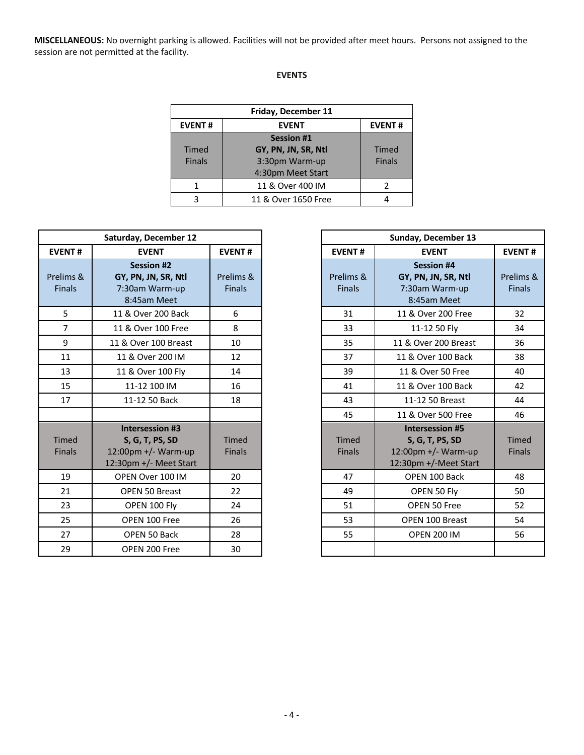**MISCELLANEOUS:** No overnight parking is allowed. Facilities will not be provided after meet hours. Persons not assigned to the session are not permitted at the facility.

**EVENTS**

| Friday, December 11 | | |
|---|---|---|
| **EVENT #** | **EVENT** | **EVENT #** |
| Timed Finals | **Session #1** **GY, PN, JN, SR, Ntl** 3:30pm Warm-up 4:30pm Meet Start | Timed Finals |
| 1 | 11 & Over 400 IM | 2 |
| 3 | 11 & Over 1650 Free | 4 |

| Saturday, December 12 | | |
|---|---|---|
| **EVENT #** | **EVENT** | **EVENT #** |
| Prelims & Finals | **Session #2** **GY, PN, JN, SR, Ntl** 7:30am Warm-up 8:45am Meet | Prelims & Finals |
| 5 | 11 & Over 200 Back | 6 |
| 7 | 11 & Over 100 Free | 8 |
| 9 | 11 & Over 100 Breast | 10 |
| 11 | 11 & Over 200 IM | 12 |
| 13 | 11 & Over 100 Fly | 14 |
| 15 | 11-12 100 IM | 16 |
| 17 | 11-12 50 Back | 18 |
| | | |
| Timed Finals | **Intersession #3** **S, G, T, PS, SD** 12:00pm +/- Warm-up 12:30pm +/- Meet Start | Timed Finals |
| 19 | OPEN Over 100 IM | 20 |
| 21 | OPEN 50 Breast | 22 |
| 23 | OPEN 100 Fly | 24 |
| 25 | OPEN 100 Free | 26 |
| 27 | OPEN 50 Back | 28 |
| 29 | OPEN 200 Free | 30 |

| Sunday, December 13 | | |
|---|---|---|
| **EVENT #** | **EVENT** | **EVENT #** |
| Prelims & Finals | **Session #4** **GY, PN, JN, SR, Ntl** 7:30am Warm-up 8:45am Meet | Prelims & Finals |
| 31 | 11 & Over 200 Free | 32 |
| 33 | 11-12 50 Fly | 34 |
| 35 | 11 & Over 200 Breast | 36 |
| 37 | 11 & Over 100 Back | 38 |
| 39 | 11 & Over 50 Free | 40 |
| 41 | 11 & Over 100 Back | 42 |
| 43 | 11-12 50 Breast | 44 |
| 45 | 11 & Over 500 Free | 46 |
| Timed Finals | **Intersession #5** **S, G, T, PS, SD** 12:00pm +/- Warm-up 12:30pm +/-Meet Start | Timed Finals |
| 47 | OPEN 100 Back | 48 |
| 49 | OPEN 50 Fly | 50 |
| 51 | OPEN 50 Free | 52 |
| 53 | OPEN 100 Breast | 54 |
| 55 | OPEN 200 IM | 56 |
| | | |